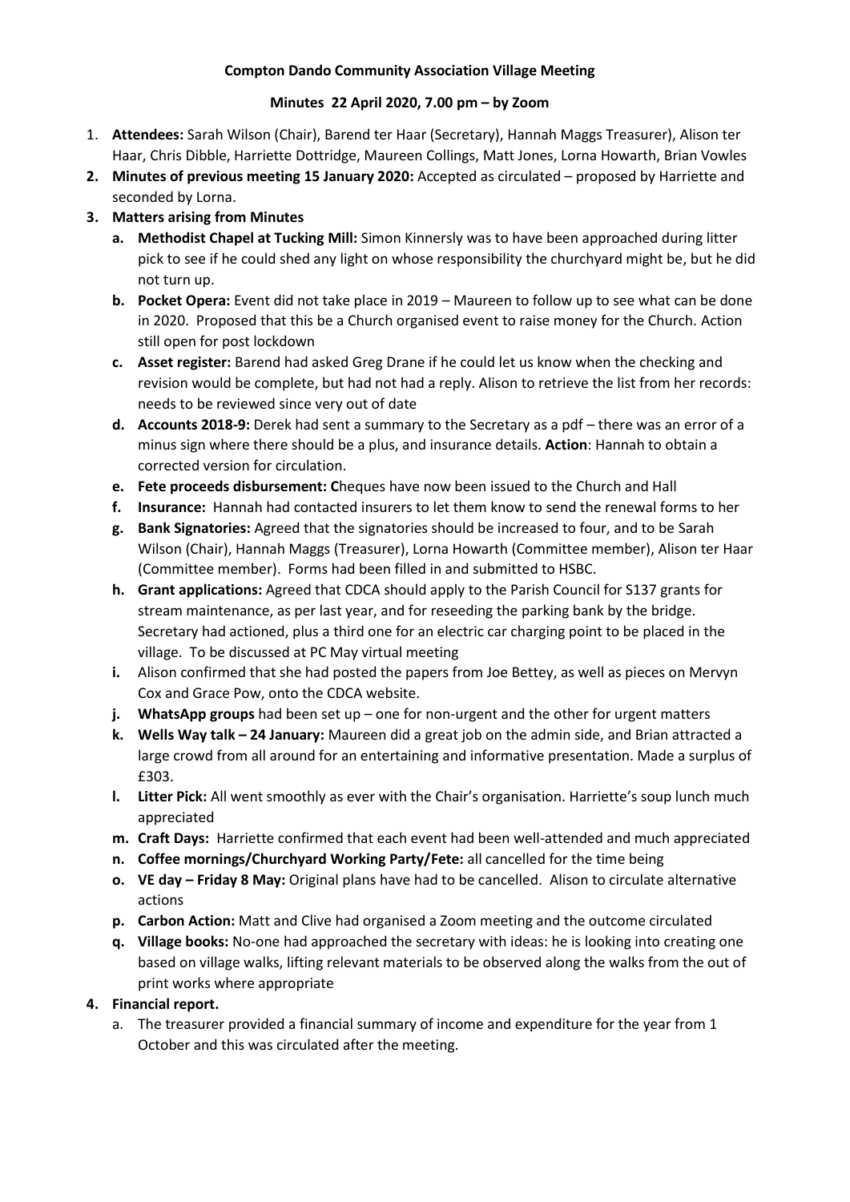**Compton Dando Community Association Village Meeting**

**Minutes 22 April 2020, 7.00 pm – by Zoom**

1. **Attendees:** Sarah Wilson (Chair), Barend ter Haar (Secretary), Hannah Maggs Treasurer), Alison ter Haar, Chris Dibble, Harriette Dottridge, Maureen Collings, Matt Jones, Lorna Howarth, Brian Vowles
2. **Minutes of previous meeting 15 January 2020:** Accepted as circulated – proposed by Harriette and seconded by Lorna.
3. **Matters arising from Minutes**
   a. **Methodist Chapel at Tucking Mill:** Simon Kinnersly was to have been approached during litter pick to see if he could shed any light on whose responsibility the churchyard might be, but he did not turn up.
   b. **Pocket Opera:** Event did not take place in 2019 – Maureen to follow up to see what can be done in 2020. Proposed that this be a Church organised event to raise money for the Church. Action still open for post lockdown
   c. **Asset register:** Barend had asked Greg Drane if he could let us know when the checking and revision would be complete, but had not had a reply. Alison to retrieve the list from her records: needs to be reviewed since very out of date
   d. **Accounts 2018-9:** Derek had sent a summary to the Secretary as a pdf – there was an error of a minus sign where there should be a plus, and insurance details. **Action**: Hannah to obtain a corrected version for circulation.
   e. **Fete proceeds disbursement: C**heques have now been issued to the Church and Hall
   f. **Insurance:** Hannah had contacted insurers to let them know to send the renewal forms to her
   g. **Bank Signatories:** Agreed that the signatories should be increased to four, and to be Sarah Wilson (Chair), Hannah Maggs (Treasurer), Lorna Howarth (Committee member), Alison ter Haar (Committee member). Forms had been filled in and submitted to HSBC.
   h. **Grant applications:** Agreed that CDCA should apply to the Parish Council for S137 grants for stream maintenance, as per last year, and for reseeding the parking bank by the bridge. Secretary had actioned, plus a third one for an electric car charging point to be placed in the village. To be discussed at PC May virtual meeting
   i. Alison confirmed that she had posted the papers from Joe Bettey, as well as pieces on Mervyn Cox and Grace Pow, onto the CDCA website.
   j. **WhatsApp groups** had been set up – one for non-urgent and the other for urgent matters
   k. **Wells Way talk – 24 January:** Maureen did a great job on the admin side, and Brian attracted a large crowd from all around for an entertaining and informative presentation. Made a surplus of £303.
   l. **Litter Pick:** All went smoothly as ever with the Chair's organisation. Harriette's soup lunch much appreciated
   m. **Craft Days:** Harriette confirmed that each event had been well-attended and much appreciated
   n. **Coffee mornings/Churchyard Working Party/Fete:** all cancelled for the time being
   o. **VE day – Friday 8 May:** Original plans have had to be cancelled. Alison to circulate alternative actions
   p. **Carbon Action:** Matt and Clive had organised a Zoom meeting and the outcome circulated
   q. **Village books:** No-one had approached the secretary with ideas: he is looking into creating one based on village walks, lifting relevant materials to be observed along the walks from the out of print works where appropriate
4. **Financial report.**
   a. The treasurer provided a financial summary of income and expenditure for the year from 1 October and this was circulated after the meeting.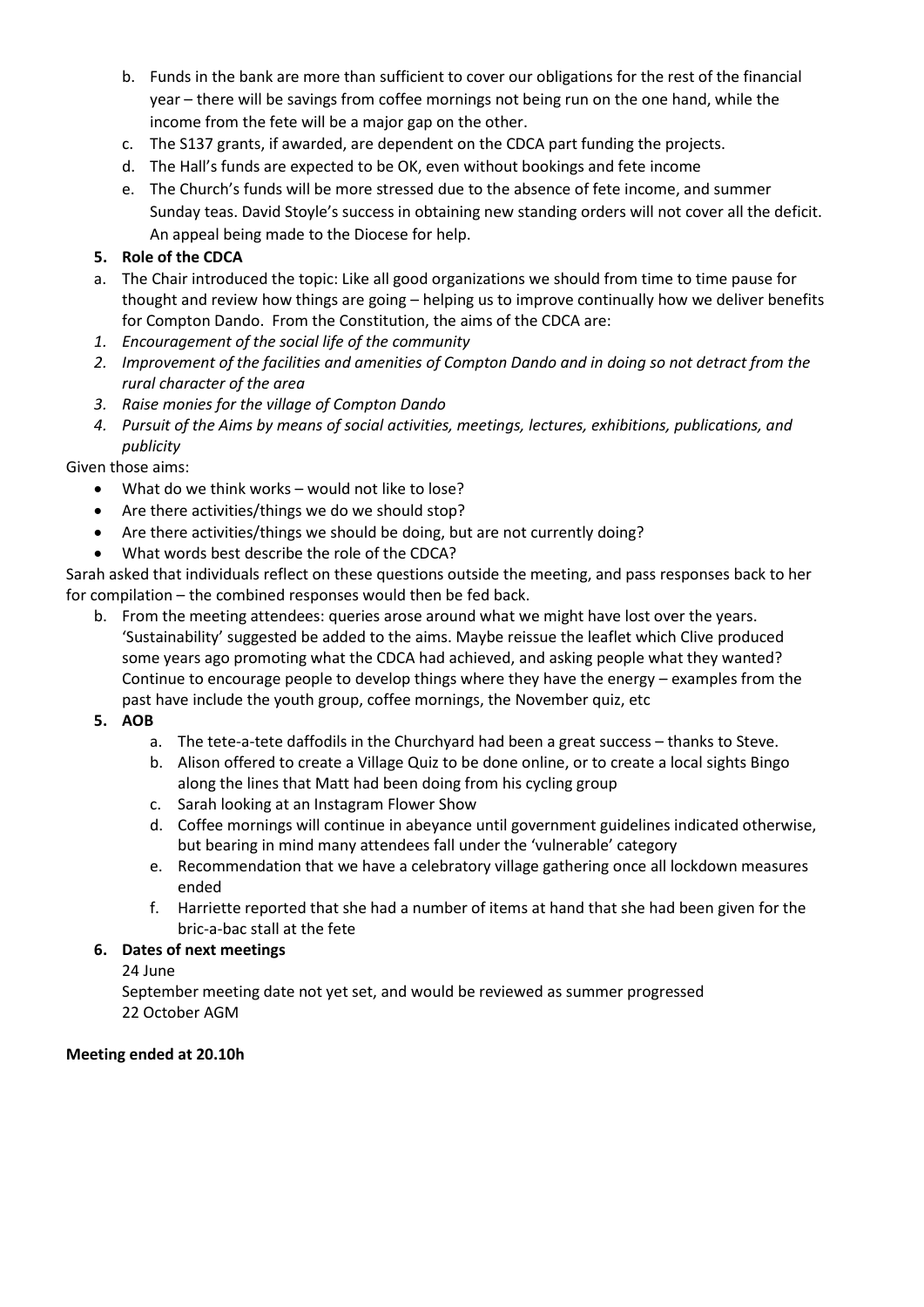b. Funds in the bank are more than sufficient to cover our obligations for the rest of the financial year – there will be savings from coffee mornings not being run on the one hand, while the income from the fete will be a major gap on the other.
c. The S137 grants, if awarded, are dependent on the CDCA part funding the projects.
d. The Hall's funds are expected to be OK, even without bookings and fete income
e. The Church's funds will be more stressed due to the absence of fete income, and summer Sunday teas. David Stoyle's success in obtaining new standing orders will not cover all the deficit. An appeal being made to the Diocese for help.

**5. Role of the CDCA**

a. The Chair introduced the topic: Like all good organizations we should from time to time pause for thought and review how things are going – helping us to improve continually how we deliver benefits for Compton Dando. From the Constitution, the aims of the CDCA are:

1. *Encouragement of the social life of the community*
2. *Improvement of the facilities and amenities of Compton Dando and in doing so not detract from the rural character of the area*
3. *Raise monies for the village of Compton Dando*
4. *Pursuit of the Aims by means of social activities, meetings, lectures, exhibitions, publications, and publicity*

Given those aims:

- What do we think works – would not like to lose?
- Are there activities/things we do we should stop?
- Are there activities/things we should be doing, but are not currently doing?
- What words best describe the role of the CDCA?

Sarah asked that individuals reflect on these questions outside the meeting, and pass responses back to her for compilation – the combined responses would then be fed back.

b. From the meeting attendees: queries arose around what we might have lost over the years. 'Sustainability' suggested be added to the aims. Maybe reissue the leaflet which Clive produced some years ago promoting what the CDCA had achieved, and asking people what they wanted? Continue to encourage people to develop things where they have the energy – examples from the past have include the youth group, coffee mornings, the November quiz, etc

**5. AOB**

a. The tete-a-tete daffodils in the Churchyard had been a great success – thanks to Steve.
b. Alison offered to create a Village Quiz to be done online, or to create a local sights Bingo along the lines that Matt had been doing from his cycling group
c. Sarah looking at an Instagram Flower Show
d. Coffee mornings will continue in abeyance until government guidelines indicated otherwise, but bearing in mind many attendees fall under the 'vulnerable' category
e. Recommendation that we have a celebratory village gathering once all lockdown measures ended
f. Harriette reported that she had a number of items at hand that she had been given for the bric-a-bac stall at the fete

**6. Dates of next meetings**

24 June

September meeting date not yet set, and would be reviewed as summer progressed

22 October AGM

**Meeting ended at 20.10h**